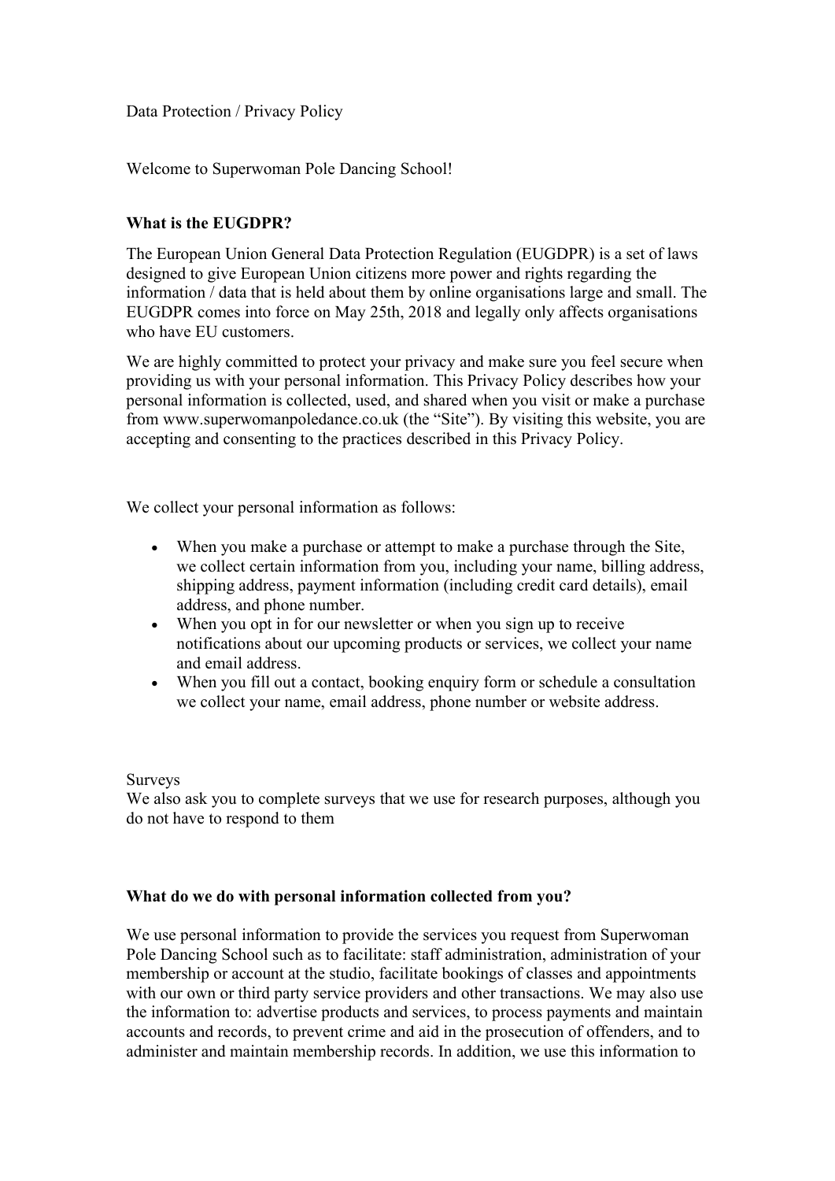Data Protection / Privacy Policy

Welcome to Superwoman Pole Dancing School!

**What is the EUGDPR?**

The European Union General Data Protection Regulation (EUGDPR) is a set of laws designed to give European Union citizens more power and rights regarding the information / data that is held about them by online organisations large and small. The EUGDPR comes into force on May 25th, 2018 and legally only affects organisations who have EU customers.

We are highly committed to protect your privacy and make sure you feel secure when providing us with your personal information. This Privacy Policy describes how your personal information is collected, used, and shared when you visit or make a purchase from www.superwomanpoledance.co.uk (the "Site"). By visiting this website, you are accepting and consenting to the practices described in this Privacy Policy.

We collect your personal information as follows:

- When you make a purchase or attempt to make a purchase through the Site, we collect certain information from you, including your name, billing address, shipping address, payment information (including credit card details), email address, and phone number.
- When you opt in for our newsletter or when you sign up to receive notifications about our upcoming products or services, we collect your name and email address.
- When you fill out a contact, booking enquiry form or schedule a consultation we collect your name, email address, phone number or website address.

Surveys
We also ask you to complete surveys that we use for research purposes, although you do not have to respond to them

**What do we do with personal information collected from you?**

We use personal information to provide the services you request from Superwoman Pole Dancing School such as to facilitate: staff administration, administration of your membership or account at the studio, facilitate bookings of classes and appointments with our own or third party service providers and other transactions. We may also use the information to: advertise products and services, to process payments and maintain accounts and records, to prevent crime and aid in the prosecution of offenders, and to administer and maintain membership records. In addition, we use this information to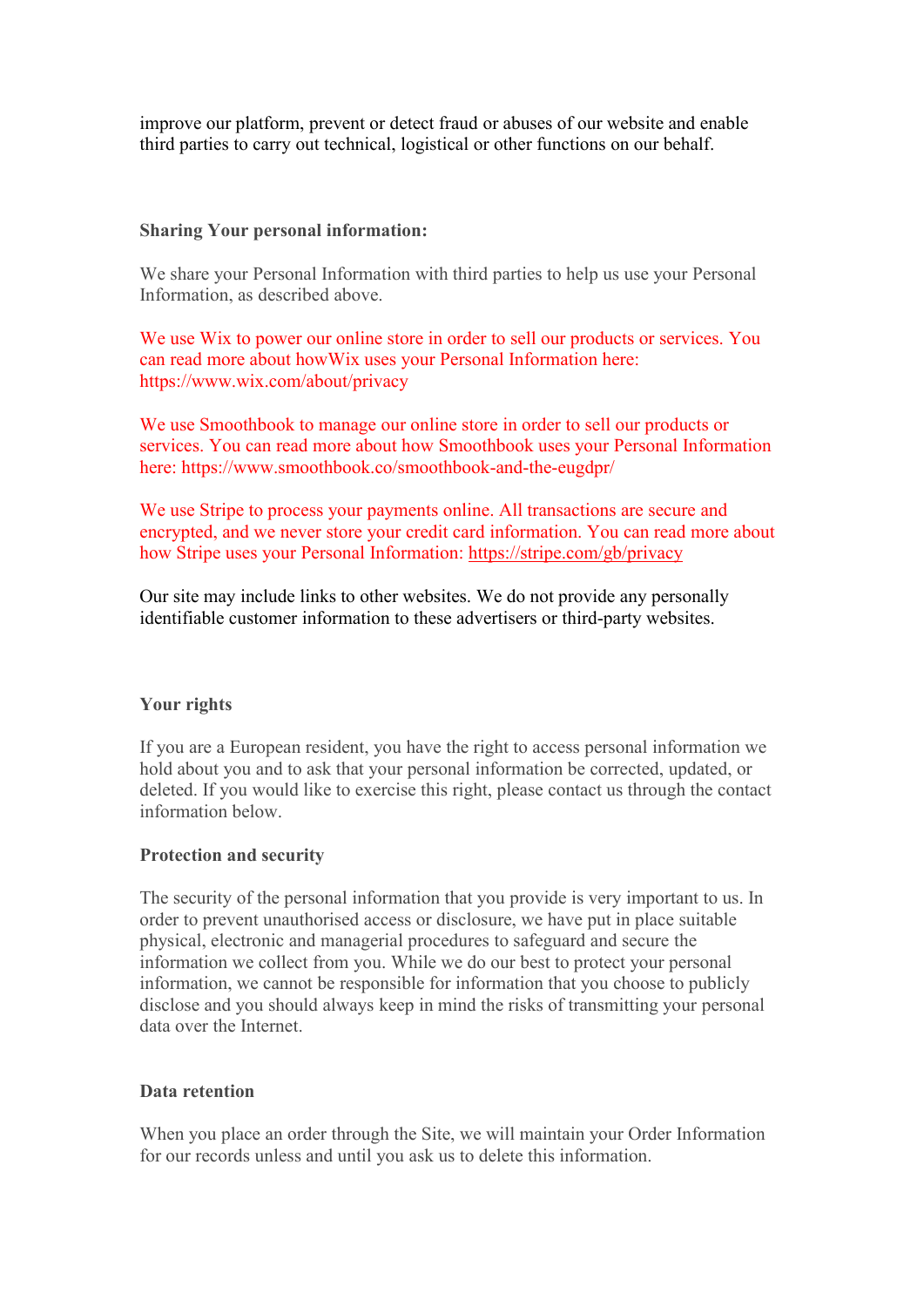improve our platform, prevent or detect fraud or abuses of our website and enable third parties to carry out technical, logistical or other functions on our behalf.

**Sharing Your personal information:**

We share your Personal Information with third parties to help us use your Personal Information, as described above.

We use Wix to power our online store in order to sell our products or services. You can read more about howWix uses your Personal Information here: https://www.wix.com/about/privacy

We use Smoothbook to manage our online store in order to sell our products or services. You can read more about how Smoothbook uses your Personal Information here: https://www.smoothbook.co/smoothbook-and-the-eugdpr/

We use Stripe to process your payments online. All transactions are secure and encrypted, and we never store your credit card information. You can read more about how Stripe uses your Personal Information: https://stripe.com/gb/privacy

Our site may include links to other websites. We do not provide any personally identifiable customer information to these advertisers or third-party websites.

**Your rights**

If you are a European resident, you have the right to access personal information we hold about you and to ask that your personal information be corrected, updated, or deleted. If you would like to exercise this right, please contact us through the contact information below.

**Protection and security**

The security of the personal information that you provide is very important to us. In order to prevent unauthorised access or disclosure, we have put in place suitable physical, electronic and managerial procedures to safeguard and secure the information we collect from you. While we do our best to protect your personal information, we cannot be responsible for information that you choose to publicly disclose and you should always keep in mind the risks of transmitting your personal data over the Internet.

**Data retention**

When you place an order through the Site, we will maintain your Order Information for our records unless and until you ask us to delete this information.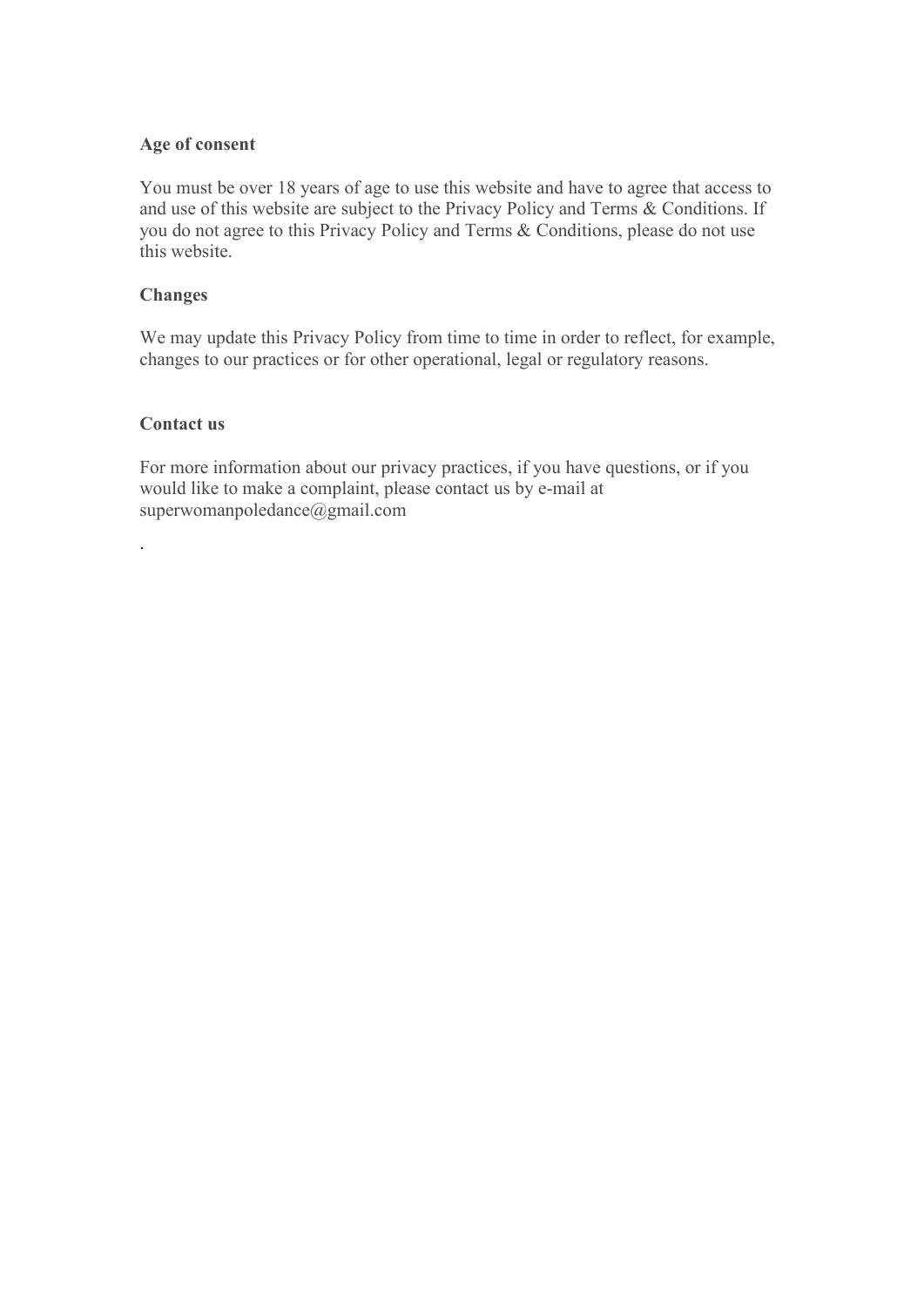**Age of consent**

You must be over 18 years of age to use this website and have to agree that access to and use of this website are subject to the Privacy Policy and Terms & Conditions. If you do not agree to this Privacy Policy and Terms & Conditions, please do not use this website.

**Changes**

We may update this Privacy Policy from time to time in order to reflect, for example, changes to our practices or for other operational, legal or regulatory reasons.

**Contact us**

For more information about our privacy practices, if you have questions, or if you would like to make a complaint, please contact us by e-mail at superwomanpoledance@gmail.com

.